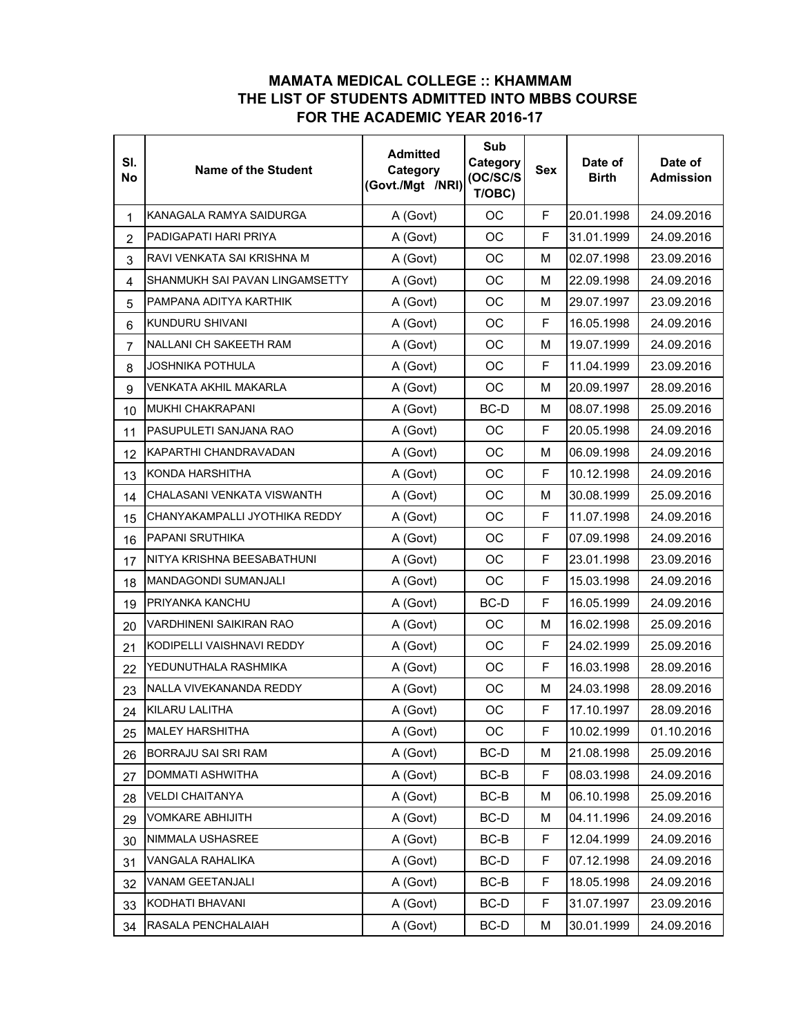# MAMATA MEDICAL COLLEGE :: KHAMMAM
## THE LIST OF STUDENTS ADMITTED INTO MBBS COURSE
## FOR THE ACADEMIC YEAR 2016-17

| Sl. No | Name of the Student | Admitted Category (Govt./Mgt /NRI) | Sub Category (OC/SC/ST/OBC) | Sex | Date of Birth | Date of Admission |
|---|---|---|---|---|---|---|
| 1 | KANAGALA RAMYA SAIDURGA | A (Govt) | OC | F | 20.01.1998 | 24.09.2016 |
| 2 | PADIGAPATI HARI PRIYA | A (Govt) | OC | F | 31.01.1999 | 24.09.2016 |
| 3 | RAVI VENKATA SAI KRISHNA M | A (Govt) | OC | M | 02.07.1998 | 23.09.2016 |
| 4 | SHANMUKH SAI PAVAN LINGAMSETTY | A (Govt) | OC | M | 22.09.1998 | 24.09.2016 |
| 5 | PAMPANA ADITYA KARTHIK | A (Govt) | OC | M | 29.07.1997 | 23.09.2016 |
| 6 | KUNDURU SHIVANI | A (Govt) | OC | F | 16.05.1998 | 24.09.2016 |
| 7 | NALLANI CH SAKEETH RAM | A (Govt) | OC | M | 19.07.1999 | 24.09.2016 |
| 8 | JOSHNIKA POTHULA | A (Govt) | OC | F | 11.04.1999 | 23.09.2016 |
| 9 | VENKATA AKHIL MAKARLA | A (Govt) | OC | M | 20.09.1997 | 28.09.2016 |
| 10 | MUKHI CHAKRAPANI | A (Govt) | BC-D | M | 08.07.1998 | 25.09.2016 |
| 11 | PASUPULETI SANJANA RAO | A (Govt) | OC | F | 20.05.1998 | 24.09.2016 |
| 12 | KAPARTHI CHANDRAVADAN | A (Govt) | OC | M | 06.09.1998 | 24.09.2016 |
| 13 | KONDA HARSHITHA | A (Govt) | OC | F | 10.12.1998 | 24.09.2016 |
| 14 | CHALASANI VENKATA VISWANTH | A (Govt) | OC | M | 30.08.1999 | 25.09.2016 |
| 15 | CHANYAKAMPALLI JYOTHIKA REDDY | A (Govt) | OC | F | 11.07.1998 | 24.09.2016 |
| 16 | PAPANI SRUTHIKA | A (Govt) | OC | F | 07.09.1998 | 24.09.2016 |
| 17 | NITYA KRISHNA BEESABATHUNI | A (Govt) | OC | F | 23.01.1998 | 23.09.2016 |
| 18 | MANDAGONDI SUMANJALI | A (Govt) | OC | F | 15.03.1998 | 24.09.2016 |
| 19 | PRIYANKA KANCHU | A (Govt) | BC-D | F | 16.05.1999 | 24.09.2016 |
| 20 | VARDHINENI SAIKIRAN RAO | A (Govt) | OC | M | 16.02.1998 | 25.09.2016 |
| 21 | KODIPELLI VAISHNAVI REDDY | A (Govt) | OC | F | 24.02.1999 | 25.09.2016 |
| 22 | YEDUNUTHALA RASHMIKA | A (Govt) | OC | F | 16.03.1998 | 28.09.2016 |
| 23 | NALLA VIVEKANANDA REDDY | A (Govt) | OC | M | 24.03.1998 | 28.09.2016 |
| 24 | KILARU LALITHA | A (Govt) | OC | F | 17.10.1997 | 28.09.2016 |
| 25 | MALEY HARSHITHA | A (Govt) | OC | F | 10.02.1999 | 01.10.2016 |
| 26 | BORRAJU SAI SRI RAM | A (Govt) | BC-D | M | 21.08.1998 | 25.09.2016 |
| 27 | DOMMATI ASHWITHA | A (Govt) | BC-B | F | 08.03.1998 | 24.09.2016 |
| 28 | VELDI CHAITANYA | A (Govt) | BC-B | M | 06.10.1998 | 25.09.2016 |
| 29 | VOMKARE ABHIJITH | A (Govt) | BC-D | M | 04.11.1996 | 24.09.2016 |
| 30 | NIMMALA USHASREE | A (Govt) | BC-B | F | 12.04.1999 | 24.09.2016 |
| 31 | VANGALA RAHALIKA | A (Govt) | BC-D | F | 07.12.1998 | 24.09.2016 |
| 32 | VANAM GEETANJALI | A (Govt) | BC-B | F | 18.05.1998 | 24.09.2016 |
| 33 | KODHATI BHAVANI | A (Govt) | BC-D | F | 31.07.1997 | 23.09.2016 |
| 34 | RASALA PENCHALAIAH | A (Govt) | BC-D | M | 30.01.1999 | 24.09.2016 |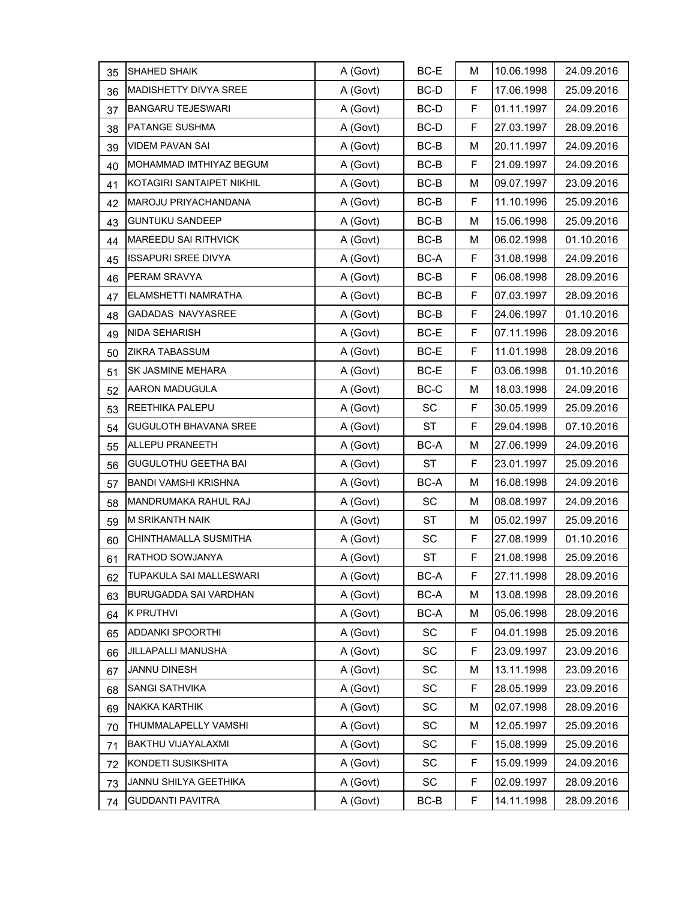| 35 | SHAHED SHAIK | A (Govt) | BC-E | M | 10.06.1998 | 24.09.2016 |
|---|---|---|---|---|---|---|
| 36 | MADISHETTY DIVYA SREE | A (Govt) | BC-D | F | 17.06.1998 | 25.09.2016 |
| 37 | BANGARU TEJESWARI | A (Govt) | BC-D | F | 01.11.1997 | 24.09.2016 |
| 38 | PATANGE SUSHMA | A (Govt) | BC-D | F | 27.03.1997 | 28.09.2016 |
| 39 | VIDEM PAVAN SAI | A (Govt) | BC-B | M | 20.11.1997 | 24.09.2016 |
| 40 | MOHAMMAD IMTHIYAZ BEGUM | A (Govt) | BC-B | F | 21.09.1997 | 24.09.2016 |
| 41 | KOTAGIRI SANTAIPET NIKHIL | A (Govt) | BC-B | M | 09.07.1997 | 23.09.2016 |
| 42 | MAROJU PRIYACHANDANA | A (Govt) | BC-B | F | 11.10.1996 | 25.09.2016 |
| 43 | GUNTUKU SANDEEP | A (Govt) | BC-B | M | 15.06.1998 | 25.09.2016 |
| 44 | MAREEDU SAI RITHVICK | A (Govt) | BC-B | M | 06.02.1998 | 01.10.2016 |
| 45 | ISSAPURI SREE DIVYA | A (Govt) | BC-A | F | 31.08.1998 | 24.09.2016 |
| 46 | PERAM SRAVYA | A (Govt) | BC-B | F | 06.08.1998 | 28.09.2016 |
| 47 | ELAMSHETTI NAMRATHA | A (Govt) | BC-B | F | 07.03.1997 | 28.09.2016 |
| 48 | GADADAS NAVYASREE | A (Govt) | BC-B | F | 24.06.1997 | 01.10.2016 |
| 49 | NIDA SEHARISH | A (Govt) | BC-E | F | 07.11.1996 | 28.09.2016 |
| 50 | ZIKRA TABASSUM | A (Govt) | BC-E | F | 11.01.1998 | 28.09.2016 |
| 51 | SK JASMINE MEHARA | A (Govt) | BC-E | F | 03.06.1998 | 01.10.2016 |
| 52 | AARON MADUGULA | A (Govt) | BC-C | M | 18.03.1998 | 24.09.2016 |
| 53 | REETHIKA PALEPU | A (Govt) | SC | F | 30.05.1999 | 25.09.2016 |
| 54 | GUGULOTH BHAVANA SREE | A (Govt) | ST | F | 29.04.1998 | 07.10.2016 |
| 55 | ALLEPU PRANEETH | A (Govt) | BC-A | M | 27.06.1999 | 24.09.2016 |
| 56 | GUGULOTHU GEETHA BAI | A (Govt) | ST | F | 23.01.1997 | 25.09.2016 |
| 57 | BANDI VAMSHI KRISHNA | A (Govt) | BC-A | M | 16.08.1998 | 24.09.2016 |
| 58 | MANDRUMAKA RAHUL RAJ | A (Govt) | SC | M | 08.08.1997 | 24.09.2016 |
| 59 | M SRIKANTH NAIK | A (Govt) | ST | M | 05.02.1997 | 25.09.2016 |
| 60 | CHINTHAMALLA SUSMITHA | A (Govt) | SC | F | 27.08.1999 | 01.10.2016 |
| 61 | RATHOD SOWJANYA | A (Govt) | ST | F | 21.08.1998 | 25.09.2016 |
| 62 | TUPAKULA SAI MALLESWARI | A (Govt) | BC-A | F | 27.11.1998 | 28.09.2016 |
| 63 | BURUGADDA SAI VARDHAN | A (Govt) | BC-A | M | 13.08.1998 | 28.09.2016 |
| 64 | K PRUTHVI | A (Govt) | BC-A | M | 05.06.1998 | 28.09.2016 |
| 65 | ADDANKI SPOORTHI | A (Govt) | SC | F | 04.01.1998 | 25.09.2016 |
| 66 | JILLAPALLI MANUSHA | A (Govt) | SC | F | 23.09.1997 | 23.09.2016 |
| 67 | JANNU DINESH | A (Govt) | SC | M | 13.11.1998 | 23.09.2016 |
| 68 | SANGI SATHVIKA | A (Govt) | SC | F | 28.05.1999 | 23.09.2016 |
| 69 | NAKKA KARTHIK | A (Govt) | SC | M | 02.07.1998 | 28.09.2016 |
| 70 | THUMMALAPELLY VAMSHI | A (Govt) | SC | M | 12.05.1997 | 25.09.2016 |
| 71 | BAKTHU VIJAYALAXMI | A (Govt) | SC | F | 15.08.1999 | 25.09.2016 |
| 72 | KONDETI SUSIKSHITA | A (Govt) | SC | F | 15.09.1999 | 24.09.2016 |
| 73 | JANNU SHILYA GEETHIKA | A (Govt) | SC | F | 02.09.1997 | 28.09.2016 |
| 74 | GUDDANTI PAVITRA | A (Govt) | BC-B | F | 14.11.1998 | 28.09.2016 |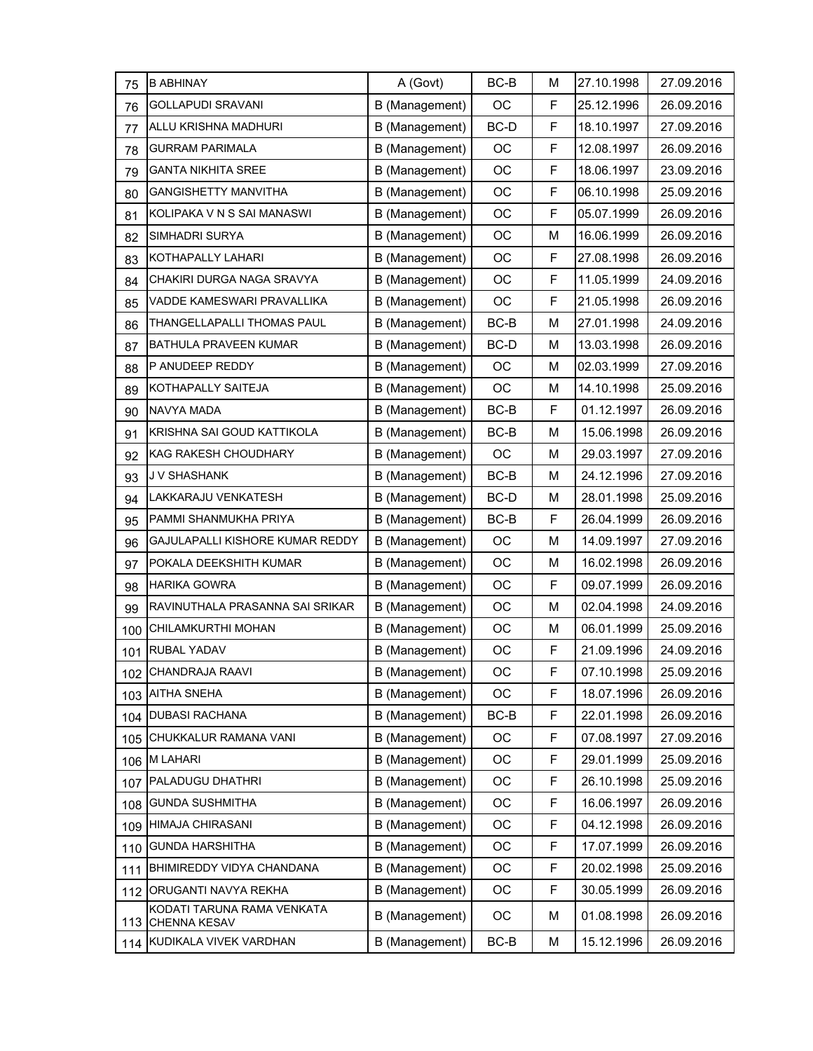| | | | | | | |
|---|---|---|---|---|---|---|
| 75 | B ABHINAY | A (Govt) | BC-B | M | 27.10.1998 | 27.09.2016 |
| 76 | GOLLAPUDI SRAVANI | B (Management) | OC | F | 25.12.1996 | 26.09.2016 |
| 77 | ALLU KRISHNA MADHURI | B (Management) | BC-D | F | 18.10.1997 | 27.09.2016 |
| 78 | GURRAM PARIMALA | B (Management) | OC | F | 12.08.1997 | 26.09.2016 |
| 79 | GANTA NIKHITA SREE | B (Management) | OC | F | 18.06.1997 | 23.09.2016 |
| 80 | GANGISHETTY MANVITHA | B (Management) | OC | F | 06.10.1998 | 25.09.2016 |
| 81 | KOLIPAKA V N S SAI MANASWI | B (Management) | OC | F | 05.07.1999 | 26.09.2016 |
| 82 | SIMHADRI SURYA | B (Management) | OC | M | 16.06.1999 | 26.09.2016 |
| 83 | KOTHAPALLY LAHARI | B (Management) | OC | F | 27.08.1998 | 26.09.2016 |
| 84 | CHAKIRI DURGA NAGA SRAVYA | B (Management) | OC | F | 11.05.1999 | 24.09.2016 |
| 85 | VADDE KAMESWARI PRAVALLIKA | B (Management) | OC | F | 21.05.1998 | 26.09.2016 |
| 86 | THANGELLAPALLI THOMAS PAUL | B (Management) | BC-B | M | 27.01.1998 | 24.09.2016 |
| 87 | BATHULA PRAVEEN KUMAR | B (Management) | BC-D | M | 13.03.1998 | 26.09.2016 |
| 88 | P ANUDEEP REDDY | B (Management) | OC | M | 02.03.1999 | 27.09.2016 |
| 89 | KOTHAPALLY SAITEJA | B (Management) | OC | M | 14.10.1998 | 25.09.2016 |
| 90 | NAVYA MADA | B (Management) | BC-B | F | 01.12.1997 | 26.09.2016 |
| 91 | KRISHNA SAI GOUD KATTIKOLA | B (Management) | BC-B | M | 15.06.1998 | 26.09.2016 |
| 92 | KAG RAKESH CHOUDHARY | B (Management) | OC | M | 29.03.1997 | 27.09.2016 |
| 93 | J V SHASHANK | B (Management) | BC-B | M | 24.12.1996 | 27.09.2016 |
| 94 | LAKKARAJU VENKATESH | B (Management) | BC-D | M | 28.01.1998 | 25.09.2016 |
| 95 | PAMMI SHANMUKHA PRIYA | B (Management) | BC-B | F | 26.04.1999 | 26.09.2016 |
| 96 | GAJULAPALLI KISHORE KUMAR REDDY | B (Management) | OC | M | 14.09.1997 | 27.09.2016 |
| 97 | POKALA DEEKSHITH KUMAR | B (Management) | OC | M | 16.02.1998 | 26.09.2016 |
| 98 | HARIKA GOWRA | B (Management) | OC | F | 09.07.1999 | 26.09.2016 |
| 99 | RAVINUTHALA PRASANNA SAI SRIKAR | B (Management) | OC | M | 02.04.1998 | 24.09.2016 |
| 100 | CHILAMKURTHI MOHAN | B (Management) | OC | M | 06.01.1999 | 25.09.2016 |
| 101 | RUBAL YADAV | B (Management) | OC | F | 21.09.1996 | 24.09.2016 |
| 102 | CHANDRAJA RAAVI | B (Management) | OC | F | 07.10.1998 | 25.09.2016 |
| 103 | AITHA SNEHA | B (Management) | OC | F | 18.07.1996 | 26.09.2016 |
| 104 | DUBASI RACHANA | B (Management) | BC-B | F | 22.01.1998 | 26.09.2016 |
| 105 | CHUKKALUR RAMANA VANI | B (Management) | OC | F | 07.08.1997 | 27.09.2016 |
| 106 | M LAHARI | B (Management) | OC | F | 29.01.1999 | 25.09.2016 |
| 107 | PALADUGU DHATHRI | B (Management) | OC | F | 26.10.1998 | 25.09.2016 |
| 108 | GUNDA SUSHMITHA | B (Management) | OC | F | 16.06.1997 | 26.09.2016 |
| 109 | HIMAJA CHIRASANI | B (Management) | OC | F | 04.12.1998 | 26.09.2016 |
| 110 | GUNDA HARSHITHA | B (Management) | OC | F | 17.07.1999 | 26.09.2016 |
| 111 | BHIMIREDDY VIDYA CHANDANA | B (Management) | OC | F | 20.02.1998 | 25.09.2016 |
| 112 | ORUGANTI NAVYA REKHA | B (Management) | OC | F | 30.05.1999 | 26.09.2016 |
| 113 | KODATI TARUNA RAMA VENKATA CHENNA KESAV | B (Management) | OC | M | 01.08.1998 | 26.09.2016 |
| 114 | KUDIKALA VIVEK VARDHAN | B (Management) | BC-B | M | 15.12.1996 | 26.09.2016 |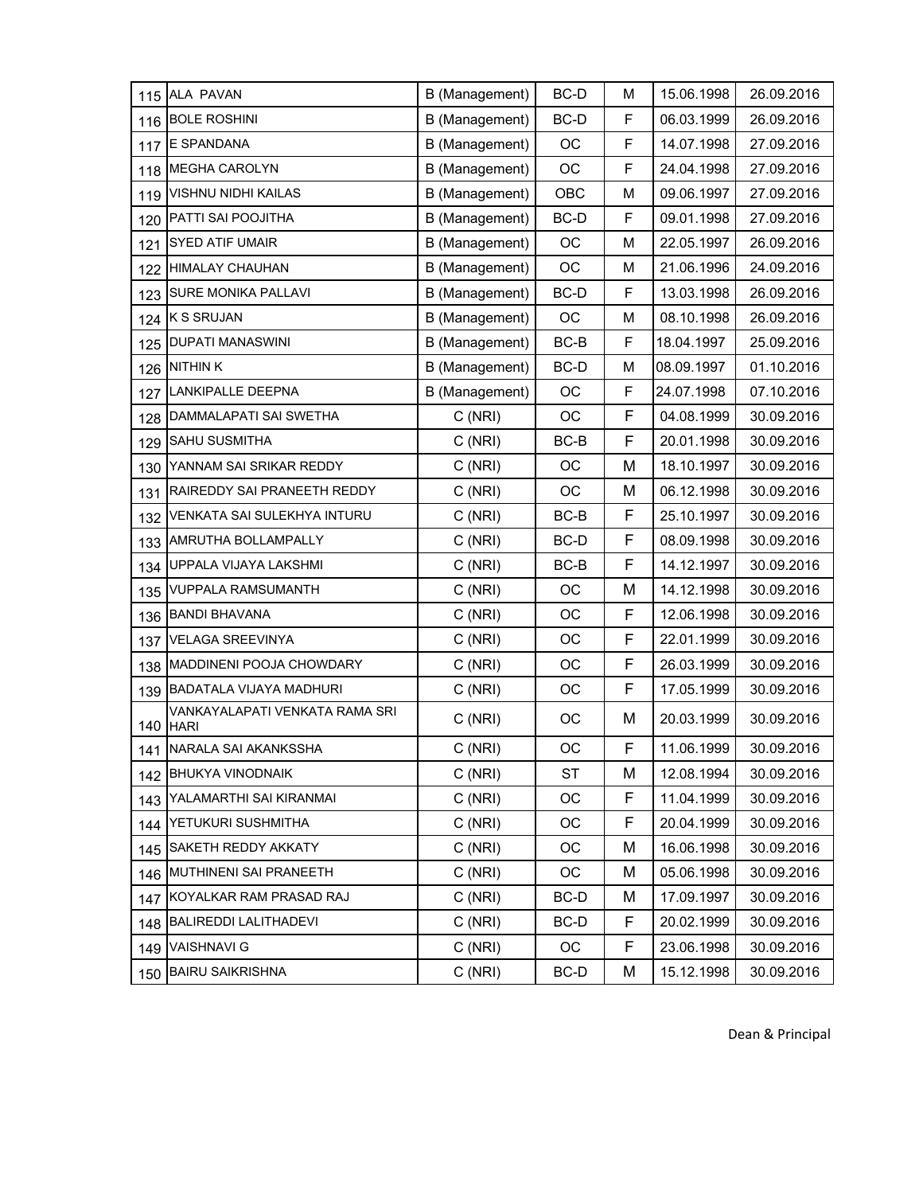| | | | | | | |
|---|---|---|---|---|---|---|
| 115 | ALA PAVAN | B (Management) | BC-D | M | 15.06.1998 | 26.09.2016 |
| 116 | BOLE ROSHINI | B (Management) | BC-D | F | 06.03.1999 | 26.09.2016 |
| 117 | E SPANDANA | B (Management) | OC | F | 14.07.1998 | 27.09.2016 |
| 118 | MEGHA CAROLYN | B (Management) | OC | F | 24.04.1998 | 27.09.2016 |
| 119 | VISHNU NIDHI KAILAS | B (Management) | OBC | M | 09.06.1997 | 27.09.2016 |
| 120 | PATTI SAI POOJITHA | B (Management) | BC-D | F | 09.01.1998 | 27.09.2016 |
| 121 | SYED ATIF UMAIR | B (Management) | OC | M | 22.05.1997 | 26.09.2016 |
| 122 | HIMALAY CHAUHAN | B (Management) | OC | M | 21.06.1996 | 24.09.2016 |
| 123 | SURE MONIKA PALLAVI | B (Management) | BC-D | F | 13.03.1998 | 26.09.2016 |
| 124 | K S SRUJAN | B (Management) | OC | M | 08.10.1998 | 26.09.2016 |
| 125 | DUPATI MANASWINI | B (Management) | BC-B | F | 18.04.1997 | 25.09.2016 |
| 126 | NITHIN K | B (Management) | BC-D | M | 08.09.1997 | 01.10.2016 |
| 127 | LANKIPALLE DEEPNA | B (Management) | OC | F | 24.07.1998 | 07.10.2016 |
| 128 | DAMMALAPATI SAI SWETHA | C (NRI) | OC | F | 04.08.1999 | 30.09.2016 |
| 129 | SAHU SUSMITHA | C (NRI) | BC-B | F | 20.01.1998 | 30.09.2016 |
| 130 | YANNAM SAI SRIKAR REDDY | C (NRI) | OC | M | 18.10.1997 | 30.09.2016 |
| 131 | RAIREDDY SAI PRANEETH REDDY | C (NRI) | OC | M | 06.12.1998 | 30.09.2016 |
| 132 | VENKATA SAI SULEKHYA INTURU | C (NRI) | BC-B | F | 25.10.1997 | 30.09.2016 |
| 133 | AMRUTHA BOLLAMPALLY | C (NRI) | BC-D | F | 08.09.1998 | 30.09.2016 |
| 134 | UPPALA VIJAYA LAKSHMI | C (NRI) | BC-B | F | 14.12.1997 | 30.09.2016 |
| 135 | VUPPALA RAMSUMANTH | C (NRI) | OC | M | 14.12.1998 | 30.09.2016 |
| 136 | BANDI BHAVANA | C (NRI) | OC | F | 12.06.1998 | 30.09.2016 |
| 137 | VELAGA SREEVINYA | C (NRI) | OC | F | 22.01.1999 | 30.09.2016 |
| 138 | MADDINENI POOJA CHOWDARY | C (NRI) | OC | F | 26.03.1999 | 30.09.2016 |
| 139 | BADATALA VIJAYA MADHURI | C (NRI) | OC | F | 17.05.1999 | 30.09.2016 |
| 140 | VANKAYALAPATI VENKATA RAMA SRI HARI | C (NRI) | OC | M | 20.03.1999 | 30.09.2016 |
| 141 | NARALA SAI AKANKSSHA | C (NRI) | OC | F | 11.06.1999 | 30.09.2016 |
| 142 | BHUKYA VINODNAIK | C (NRI) | ST | M | 12.08.1994 | 30.09.2016 |
| 143 | YALAMARTHI SAI KIRANMAI | C (NRI) | OC | F | 11.04.1999 | 30.09.2016 |
| 144 | YETUKURI SUSHMITHA | C (NRI) | OC | F | 20.04.1999 | 30.09.2016 |
| 145 | SAKETH REDDY AKKATY | C (NRI) | OC | M | 16.06.1998 | 30.09.2016 |
| 146 | MUTHINENI SAI PRANEETH | C (NRI) | OC | M | 05.06.1998 | 30.09.2016 |
| 147 | KOYALKAR RAM PRASAD RAJ | C (NRI) | BC-D | M | 17.09.1997 | 30.09.2016 |
| 148 | BALIREDDI LALITHADEVI | C (NRI) | BC-D | F | 20.02.1999 | 30.09.2016 |
| 149 | VAISHNAVI G | C (NRI) | OC | F | 23.06.1998 | 30.09.2016 |
| 150 | BAIRU SAIKRISHNA | C (NRI) | BC-D | M | 15.12.1998 | 30.09.2016 |

Dean & Principal